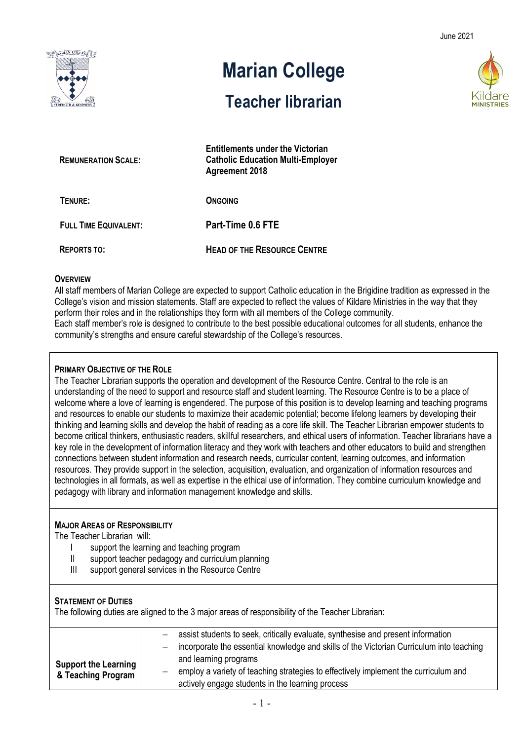June 2021

# Marian College

## Teacher librarian

| | |
|---|---|
| **REMUNERATION SCALE:** | **Entitlements under the Victorian Catholic Education Multi-Employer Agreement 2018** |
| **TENURE:** | **ONGOING** |
| **FULL TIME EQUIVALENT:** | **Part-Time 0.6 FTE** |
| **REPORTS TO:** | **HEAD OF THE RESOURCE CENTRE** |

### OVERVIEW

All staff members of Marian College are expected to support Catholic education in the Brigidine tradition as expressed in the College's vision and mission statements. Staff are expected to reflect the values of Kildare Ministries in the way that they perform their roles and in the relationships they form with all members of the College community.
Each staff member's role is designed to contribute to the best possible educational outcomes for all students, enhance the community's strengths and ensure careful stewardship of the College's resources.

### PRIMARY OBJECTIVE OF THE ROLE

The Teacher Librarian supports the operation and development of the Resource Centre. Central to the role is an understanding of the need to support and resource staff and student learning. The Resource Centre is to be a place of welcome where a love of learning is engendered. The purpose of this position is to develop learning and teaching programs and resources to enable our students to maximize their academic potential; become lifelong learners by developing their thinking and learning skills and develop the habit of reading as a core life skill. The Teacher Librarian empower students to become critical thinkers, enthusiastic readers, skillful researchers, and ethical users of information. Teacher librarians have a key role in the development of information literacy and they work with teachers and other educators to build and strengthen connections between student information and research needs, curricular content, learning outcomes, and information resources. They provide support in the selection, acquisition, evaluation, and organization of information resources and technologies in all formats, as well as expertise in the ethical use of information. They combine curriculum knowledge and pedagogy with library and information management knowledge and skills.

### MAJOR AREAS OF RESPONSIBILITY

The Teacher Librarian will:

I support the learning and teaching program
II support teacher pedagogy and curriculum planning
III support general services in the Resource Centre

### STATEMENT OF DUTIES

The following duties are aligned to the 3 major areas of responsibility of the Teacher Librarian:

| | |
|---|---|
| **Support the Learning & Teaching Program** | – assist students to seek, critically evaluate, synthesise and present information<br>– incorporate the essential knowledge and skills of the Victorian Curriculum into teaching and learning programs<br>– employ a variety of teaching strategies to effectively implement the curriculum and actively engage students in the learning process |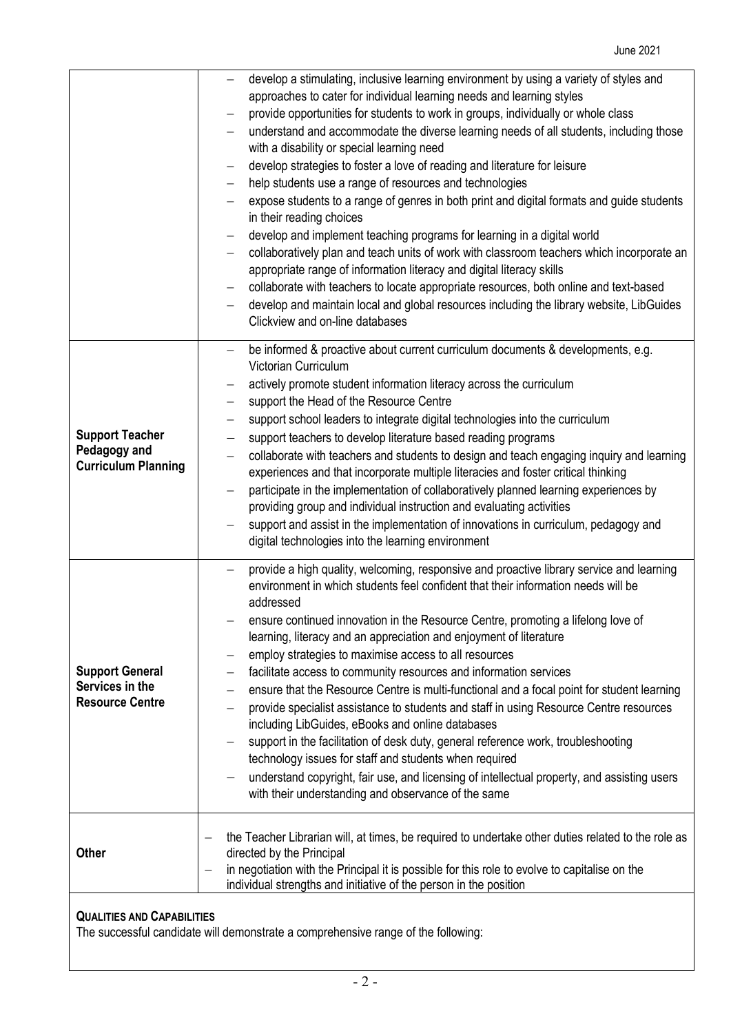| | |
|---|---|
| | – develop a stimulating, inclusive learning environment by using a variety of styles and approaches to cater for individual learning needs and learning styles<br>– provide opportunities for students to work in groups, individually or whole class<br>– understand and accommodate the diverse learning needs of all students, including those with a disability or special learning need<br>– develop strategies to foster a love of reading and literature for leisure<br>– help students use a range of resources and technologies<br>– expose students to a range of genres in both print and digital formats and guide students in their reading choices<br>– develop and implement teaching programs for learning in a digital world<br>– collaboratively plan and teach units of work with classroom teachers which incorporate an appropriate range of information literacy and digital literacy skills<br>– collaborate with teachers to locate appropriate resources, both online and text-based<br>– develop and maintain local and global resources including the library website, LibGuides Clickview and on-line databases |
| **Support Teacher Pedagogy and Curriculum Planning** | – be informed & proactive about current curriculum documents & developments, e.g. Victorian Curriculum<br>– actively promote student information literacy across the curriculum<br>– support the Head of the Resource Centre<br>– support school leaders to integrate digital technologies into the curriculum<br>– support teachers to develop literature based reading programs<br>– collaborate with teachers and students to design and teach engaging inquiry and learning experiences and that incorporate multiple literacies and foster critical thinking<br>– participate in the implementation of collaboratively planned learning experiences by providing group and individual instruction and evaluating activities<br>– support and assist in the implementation of innovations in curriculum, pedagogy and digital technologies into the learning environment |
| **Support General Services in the Resource Centre** | – provide a high quality, welcoming, responsive and proactive library service and learning environment in which students feel confident that their information needs will be addressed<br>– ensure continued innovation in the Resource Centre, promoting a lifelong love of learning, literacy and an appreciation and enjoyment of literature<br>– employ strategies to maximise access to all resources<br>– facilitate access to community resources and information services<br>– ensure that the Resource Centre is multi-functional and a focal point for student learning<br>– provide specialist assistance to students and staff in using Resource Centre resources including LibGuides, eBooks and online databases<br>– support in the facilitation of desk duty, general reference work, troubleshooting technology issues for staff and students when required<br>– understand copyright, fair use, and licensing of intellectual property, and assisting users with their understanding and observance of the same |
| **Other** | – the Teacher Librarian will, at times, be required to undertake other duties related to the role as directed by the Principal<br>– in negotiation with the Principal it is possible for this role to evolve to capitalise on the individual strengths and initiative of the person in the position |

**QUALITIES AND CAPABILITIES**

The successful candidate will demonstrate a comprehensive range of the following: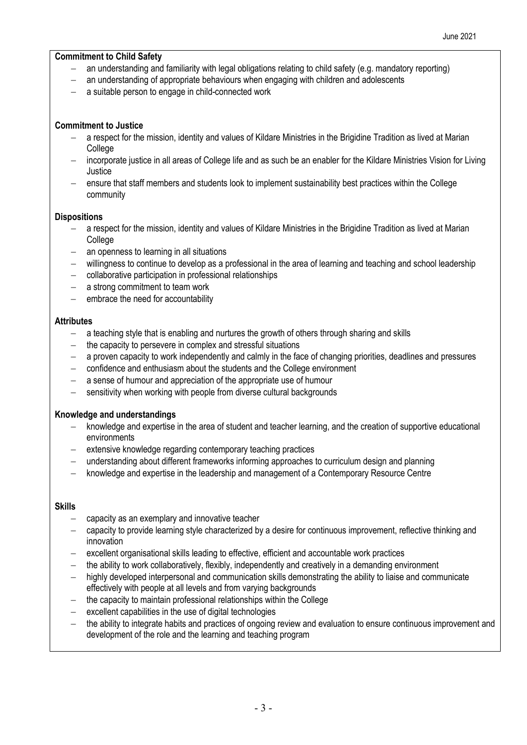**Commitment to Child Safety**

- an understanding and familiarity with legal obligations relating to child safety (e.g. mandatory reporting)
- an understanding of appropriate behaviours when engaging with children and adolescents
- a suitable person to engage in child-connected work

**Commitment to Justice**

- a respect for the mission, identity and values of Kildare Ministries in the Brigidine Tradition as lived at Marian College
- incorporate justice in all areas of College life and as such be an enabler for the Kildare Ministries Vision for Living Justice
- ensure that staff members and students look to implement sustainability best practices within the College community

**Dispositions**

- a respect for the mission, identity and values of Kildare Ministries in the Brigidine Tradition as lived at Marian College
- an openness to learning in all situations
- willingness to continue to develop as a professional in the area of learning and teaching and school leadership
- collaborative participation in professional relationships
- a strong commitment to team work
- embrace the need for accountability

**Attributes**

- a teaching style that is enabling and nurtures the growth of others through sharing and skills
- the capacity to persevere in complex and stressful situations
- a proven capacity to work independently and calmly in the face of changing priorities, deadlines and pressures
- confidence and enthusiasm about the students and the College environment
- a sense of humour and appreciation of the appropriate use of humour
- sensitivity when working with people from diverse cultural backgrounds

**Knowledge and understandings**

- knowledge and expertise in the area of student and teacher learning, and the creation of supportive educational environments
- extensive knowledge regarding contemporary teaching practices
- understanding about different frameworks informing approaches to curriculum design and planning
- knowledge and expertise in the leadership and management of a Contemporary Resource Centre

**Skills**

- capacity as an exemplary and innovative teacher
- capacity to provide learning style characterized by a desire for continuous improvement, reflective thinking and innovation
- excellent organisational skills leading to effective, efficient and accountable work practices
- the ability to work collaboratively, flexibly, independently and creatively in a demanding environment
- highly developed interpersonal and communication skills demonstrating the ability to liaise and communicate effectively with people at all levels and from varying backgrounds
- the capacity to maintain professional relationships within the College
- excellent capabilities in the use of digital technologies
- the ability to integrate habits and practices of ongoing review and evaluation to ensure continuous improvement and development of the role and the learning and teaching program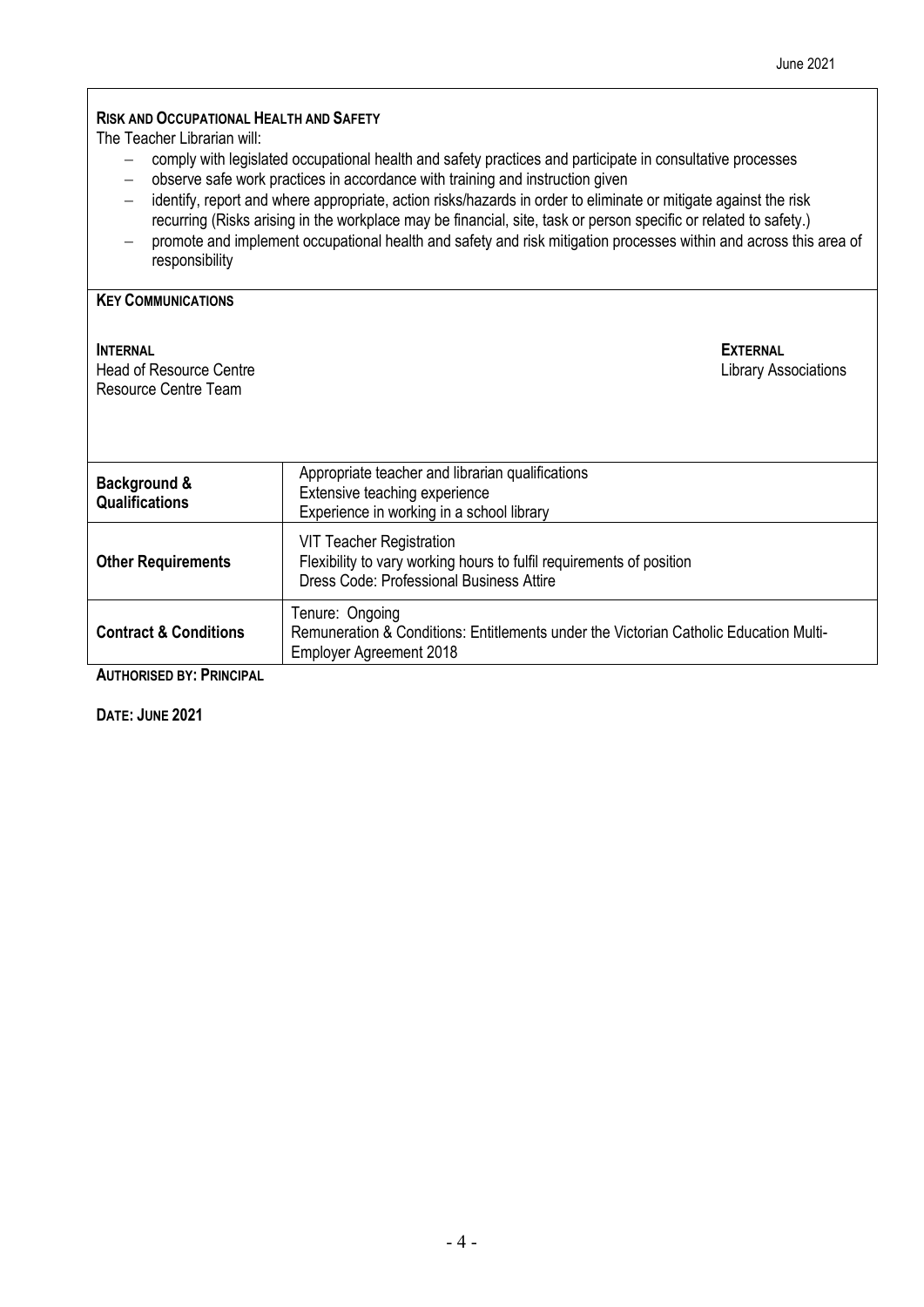### RISK AND OCCUPATIONAL HEALTH AND SAFETY

The Teacher Librarian will:

- comply with legislated occupational health and safety practices and participate in consultative processes
- observe safe work practices in accordance with training and instruction given
- identify, report and where appropriate, action risks/hazards in order to eliminate or mitigate against the risk recurring (Risks arising in the workplace may be financial, site, task or person specific or related to safety.)
- promote and implement occupational health and safety and risk mitigation processes within and across this area of responsibility

### KEY COMMUNICATIONS

**INTERNAL**
Head of Resource Centre
Resource Centre Team

**EXTERNAL**
Library Associations

| | |
|---|---|
| **Background & Qualifications** | Appropriate teacher and librarian qualifications<br>Extensive teaching experience<br>Experience in working in a school library |
| **Other Requirements** | VIT Teacher Registration<br>Flexibility to vary working hours to fulfil requirements of position<br>Dress Code: Professional Business Attire |
| **Contract & Conditions** | Tenure: Ongoing<br>Remuneration & Conditions: Entitlements under the Victorian Catholic Education Multi-Employer Agreement 2018 |

**AUTHORISED BY: PRINCIPAL**

**DATE: JUNE 2021**